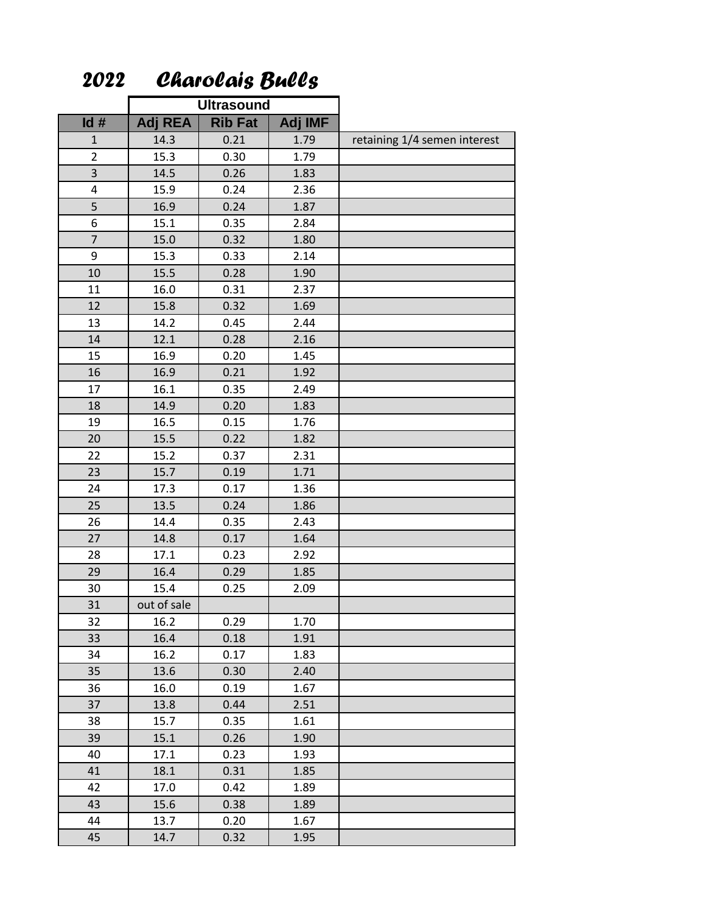# 2022 Charolais Bulls

| | Ultrasound | | | |
|---|---|---|---|---|
| Id # | Adj REA | Rib Fat | Adj IMF | |
| 1 | 14.3 | 0.21 | 1.79 | retaining 1/4 semen interest |
| 2 | 15.3 | 0.30 | 1.79 | |
| 3 | 14.5 | 0.26 | 1.83 | |
| 4 | 15.9 | 0.24 | 2.36 | |
| 5 | 16.9 | 0.24 | 1.87 | |
| 6 | 15.1 | 0.35 | 2.84 | |
| 7 | 15.0 | 0.32 | 1.80 | |
| 9 | 15.3 | 0.33 | 2.14 | |
| 10 | 15.5 | 0.28 | 1.90 | |
| 11 | 16.0 | 0.31 | 2.37 | |
| 12 | 15.8 | 0.32 | 1.69 | |
| 13 | 14.2 | 0.45 | 2.44 | |
| 14 | 12.1 | 0.28 | 2.16 | |
| 15 | 16.9 | 0.20 | 1.45 | |
| 16 | 16.9 | 0.21 | 1.92 | |
| 17 | 16.1 | 0.35 | 2.49 | |
| 18 | 14.9 | 0.20 | 1.83 | |
| 19 | 16.5 | 0.15 | 1.76 | |
| 20 | 15.5 | 0.22 | 1.82 | |
| 22 | 15.2 | 0.37 | 2.31 | |
| 23 | 15.7 | 0.19 | 1.71 | |
| 24 | 17.3 | 0.17 | 1.36 | |
| 25 | 13.5 | 0.24 | 1.86 | |
| 26 | 14.4 | 0.35 | 2.43 | |
| 27 | 14.8 | 0.17 | 1.64 | |
| 28 | 17.1 | 0.23 | 2.92 | |
| 29 | 16.4 | 0.29 | 1.85 | |
| 30 | 15.4 | 0.25 | 2.09 | |
| 31 | out of sale | | | |
| 32 | 16.2 | 0.29 | 1.70 | |
| 33 | 16.4 | 0.18 | 1.91 | |
| 34 | 16.2 | 0.17 | 1.83 | |
| 35 | 13.6 | 0.30 | 2.40 | |
| 36 | 16.0 | 0.19 | 1.67 | |
| 37 | 13.8 | 0.44 | 2.51 | |
| 38 | 15.7 | 0.35 | 1.61 | |
| 39 | 15.1 | 0.26 | 1.90 | |
| 40 | 17.1 | 0.23 | 1.93 | |
| 41 | 18.1 | 0.31 | 1.85 | |
| 42 | 17.0 | 0.42 | 1.89 | |
| 43 | 15.6 | 0.38 | 1.89 | |
| 44 | 13.7 | 0.20 | 1.67 | |
| 45 | 14.7 | 0.32 | 1.95 | |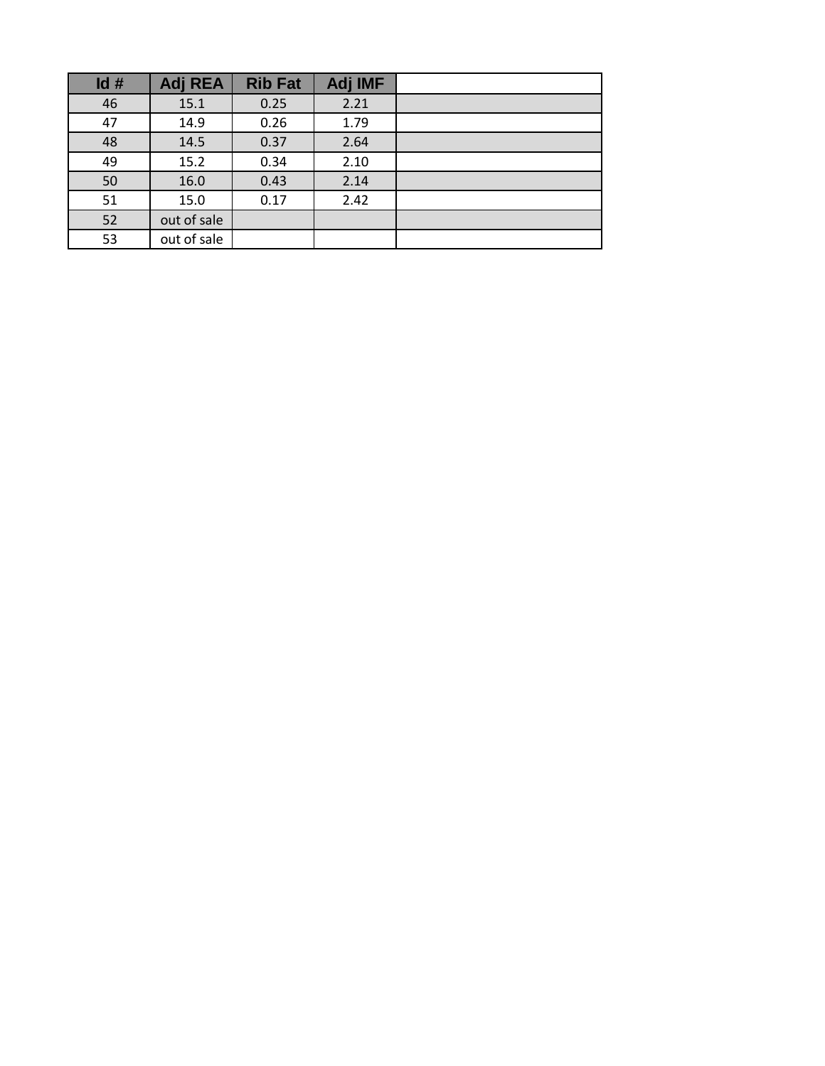| Id # | Adj REA | Rib Fat | Adj IMF | |
|---|---|---|---|---|
| 46 | 15.1 | 0.25 | 2.21 | |
| 47 | 14.9 | 0.26 | 1.79 | |
| 48 | 14.5 | 0.37 | 2.64 | |
| 49 | 15.2 | 0.34 | 2.10 | |
| 50 | 16.0 | 0.43 | 2.14 | |
| 51 | 15.0 | 0.17 | 2.42 | |
| 52 | out of sale | | | |
| 53 | out of sale | | | |